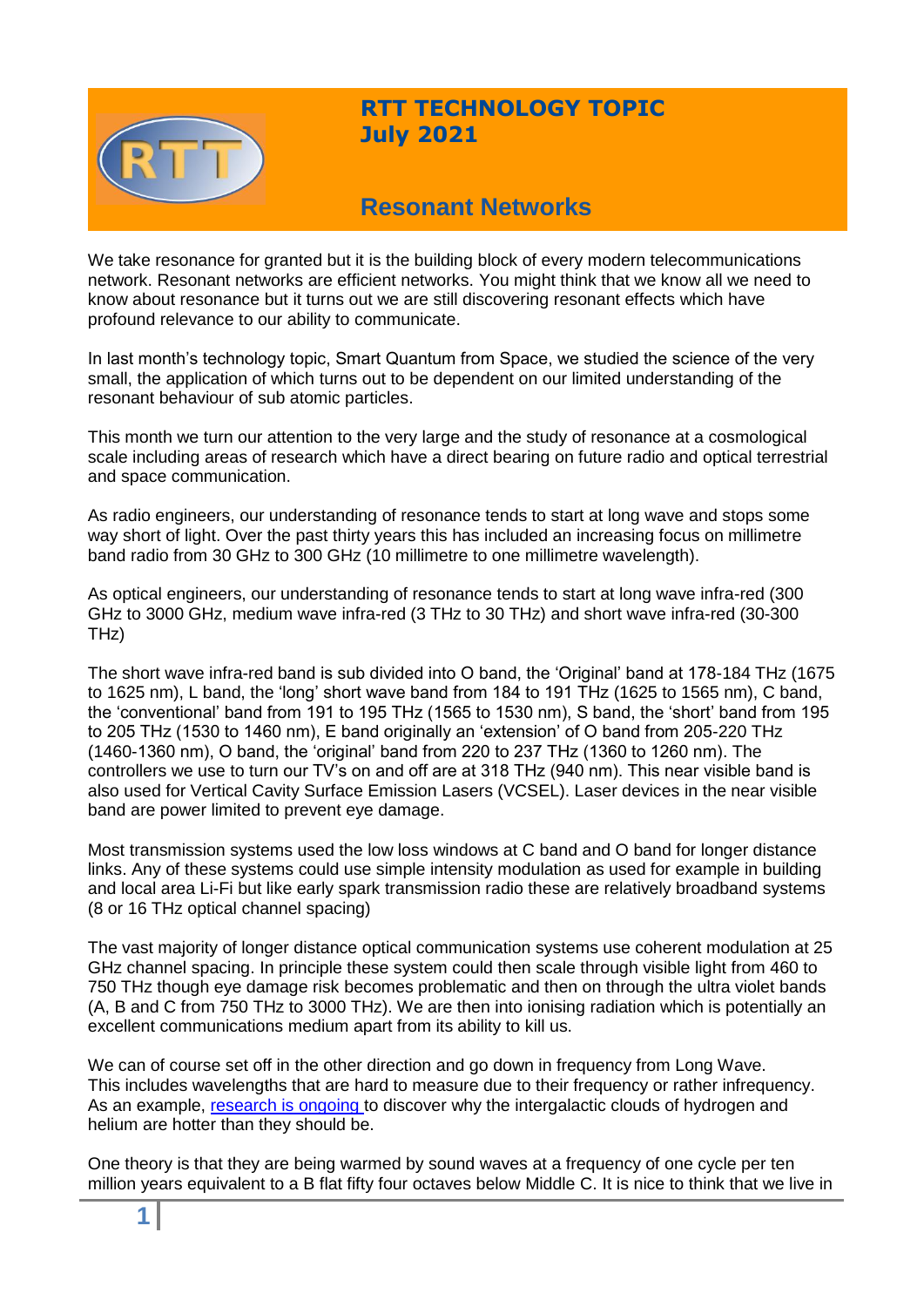# RTT TECHNOLOGY TOPIC July 2021

## Resonant Networks

We take resonance for granted but it is the building block of every modern telecommunications network. Resonant networks are efficient networks. You might think that we know all we need to know about resonance but it turns out we are still discovering resonant effects which have profound relevance to our ability to communicate.

In last month's technology topic, Smart Quantum from Space, we studied the science of the very small, the application of which turns out to be dependent on our limited understanding of the resonant behaviour of sub atomic particles.

This month we turn our attention to the very large and the study of resonance at a cosmological scale including areas of research which have a direct bearing on future radio and optical terrestrial and space communication.

As radio engineers, our understanding of resonance tends to start at long wave and stops some way short of light. Over the past thirty years this has included an increasing focus on millimetre band radio from 30 GHz to 300 GHz (10 millimetre to one millimetre wavelength).

As optical engineers, our understanding of resonance tends to start at long wave infra-red (300 GHz to 3000 GHz, medium wave infra-red (3 THz to 30 THz) and short wave infra-red (30-300 THz)

The short wave infra-red band is sub divided into O band, the 'Original' band at 178-184 THz (1675 to 1625 nm), L band, the 'long' short wave band from 184 to 191 THz (1625 to 1565 nm), C band, the 'conventional' band from 191 to 195 THz (1565 to 1530 nm), S band, the 'short' band from 195 to 205 THz (1530 to 1460 nm), E band originally an 'extension' of O band from 205-220 THz (1460-1360 nm), O band, the 'original' band from 220 to 237 THz (1360 to 1260 nm). The controllers we use to turn our TV's on and off are at 318 THz (940 nm). This near visible band is also used for Vertical Cavity Surface Emission Lasers (VCSEL). Laser devices in the near visible band are power limited to prevent eye damage.

Most transmission systems used the low loss windows at C band and O band for longer distance links. Any of these systems could use simple intensity modulation as used for example in building and local area Li-Fi but like early spark transmission radio these are relatively broadband systems (8 or 16 THz optical channel spacing)

The vast majority of longer distance optical communication systems use coherent modulation at 25 GHz channel spacing. In principle these system could then scale through visible light from 460 to 750 THz though eye damage risk becomes problematic and then on through the ultra violet bands (A, B and C from 750 THz to 3000 THz). We are then into ionising radiation which is potentially an excellent communications medium apart from its ability to kill us.

We can of course set off in the other direction and go down in frequency from Long Wave. This includes wavelengths that are hard to measure due to their frequency or rather infrequency. As an example, research is ongoing to discover why the intergalactic clouds of hydrogen and helium are hotter than they should be.

One theory is that they are being warmed by sound waves at a frequency of one cycle per ten million years equivalent to a B flat fifty four octaves below Middle C. It is nice to think that we live in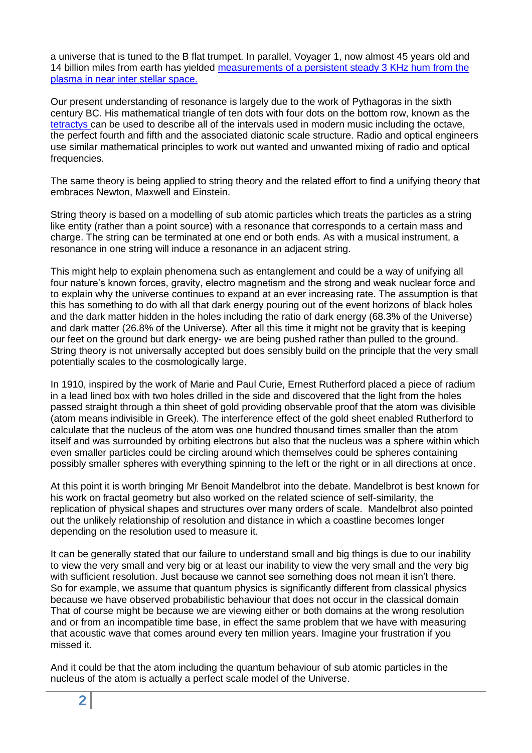a universe that is tuned to the B flat trumpet. In parallel, Voyager 1, now almost 45 years old and 14 billion miles from earth has yielded [measurements of a persistent steady 3 KHz hum from the plasma in near inter stellar space.]()

Our present understanding of resonance is largely due to the work of Pythagoras in the sixth century BC. His mathematical triangle of ten dots with four dots on the bottom row, known as the [tetractys]() can be used to describe all of the intervals used in modern music including the octave, the perfect fourth and fifth and the associated diatonic scale structure. Radio and optical engineers use similar mathematical principles to work out wanted and unwanted mixing of radio and optical frequencies.

The same theory is being applied to string theory and the related effort to find a unifying theory that embraces Newton, Maxwell and Einstein.

String theory is based on a modelling of sub atomic particles which treats the particles as a string like entity (rather than a point source) with a resonance that corresponds to a certain mass and charge. The string can be terminated at one end or both ends. As with a musical instrument, a resonance in one string will induce a resonance in an adjacent string.

This might help to explain phenomena such as entanglement and could be a way of unifying all four nature's known forces, gravity, electro magnetism and the strong and weak nuclear force and to explain why the universe continues to expand at an ever increasing rate. The assumption is that this has something to do with all that dark energy pouring out of the event horizons of black holes and the dark matter hidden in the holes including the ratio of dark energy (68.3% of the Universe) and dark matter (26.8% of the Universe). After all this time it might not be gravity that is keeping our feet on the ground but dark energy- we are being pushed rather than pulled to the ground. String theory is not universally accepted but does sensibly build on the principle that the very small potentially scales to the cosmologically large.

In 1910, inspired by the work of Marie and Paul Curie, Ernest Rutherford placed a piece of radium in a lead lined box with two holes drilled in the side and discovered that the light from the holes passed straight through a thin sheet of gold providing observable proof that the atom was divisible (atom means indivisible in Greek). The interference effect of the gold sheet enabled Rutherford to calculate that the nucleus of the atom was one hundred thousand times smaller than the atom itself and was surrounded by orbiting electrons but also that the nucleus was a sphere within which even smaller particles could be circling around which themselves could be spheres containing possibly smaller spheres with everything spinning to the left or the right or in all directions at once.

At this point it is worth bringing Mr Benoit Mandelbrot into the debate. Mandelbrot is best known for his work on fractal geometry but also worked on the related science of self-similarity, the replication of physical shapes and structures over many orders of scale. Mandelbrot also pointed out the unlikely relationship of resolution and distance in which a coastline becomes longer depending on the resolution used to measure it.

It can be generally stated that our failure to understand small and big things is due to our inability to view the very small and very big or at least our inability to view the very small and the very big with sufficient resolution. Just because we cannot see something does not mean it isn't there. So for example, we assume that quantum physics is significantly different from classical physics because we have observed probabilistic behaviour that does not occur in the classical domain That of course might be because we are viewing either or both domains at the wrong resolution and or from an incompatible time base, in effect the same problem that we have with measuring that acoustic wave that comes around every ten million years. Imagine your frustration if you missed it.

And it could be that the atom including the quantum behaviour of sub atomic particles in the nucleus of the atom is actually a perfect scale model of the Universe.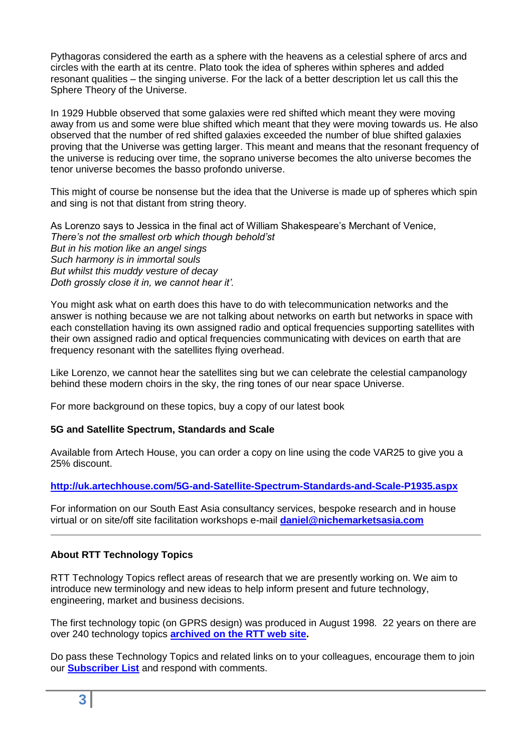Pythagoras considered the earth as a sphere with the heavens as a celestial sphere of arcs and circles with the earth at its centre. Plato took the idea of spheres within spheres and added resonant qualities – the singing universe. For the lack of a better description let us call this the Sphere Theory of the Universe.

In 1929 Hubble observed that some galaxies were red shifted which meant they were moving away from us and some were blue shifted which meant that they were moving towards us. He also observed that the number of red shifted galaxies exceeded the number of blue shifted galaxies proving that the Universe was getting larger. This meant and means that the resonant frequency of the universe is reducing over time, the soprano universe becomes the alto universe becomes the tenor universe becomes the basso profondo universe.

This might of course be nonsense but the idea that the Universe is made up of spheres which spin and sing is not that distant from string theory.

As Lorenzo says to Jessica in the final act of William Shakespeare's Merchant of Venice,
*There's not the smallest orb which though behold'st*
*But in his motion like an angel sings*
*Such harmony is in immortal souls*
*But whilst this muddy vesture of decay*
*Doth grossly close it in, we cannot hear it'.*

You might ask what on earth does this have to do with telecommunication networks and the answer is nothing because we are not talking about networks on earth but networks in space with each constellation having its own assigned radio and optical frequencies supporting satellites with their own assigned radio and optical frequencies communicating with devices on earth that are frequency resonant with the satellites flying overhead.

Like Lorenzo, we cannot hear the satellites sing but we can celebrate the celestial campanology behind these modern choirs in the sky, the ring tones of our near space Universe.

For more background on these topics, buy a copy of our latest book

**5G and Satellite Spectrum, Standards and Scale**

Available from Artech House, you can order a copy on line using the code VAR25 to give you a 25% discount.

**http://uk.artechhouse.com/5G-and-Satellite-Spectrum-Standards-and-Scale-P1935.aspx**

For information on our South East Asia consultancy services, bespoke research and in house virtual or on site/off site facilitation workshops e-mail **daniel@nichemarketsasia.com**

---

**About RTT Technology Topics**

RTT Technology Topics reflect areas of research that we are presently working on. We aim to introduce new terminology and new ideas to help inform present and future technology, engineering, market and business decisions.

The first technology topic (on GPRS design) was produced in August 1998. 22 years on there are over 240 technology topics **archived on the RTT web site.**

Do pass these Technology Topics and related links on to your colleagues, encourage them to join our **Subscriber List** and respond with comments.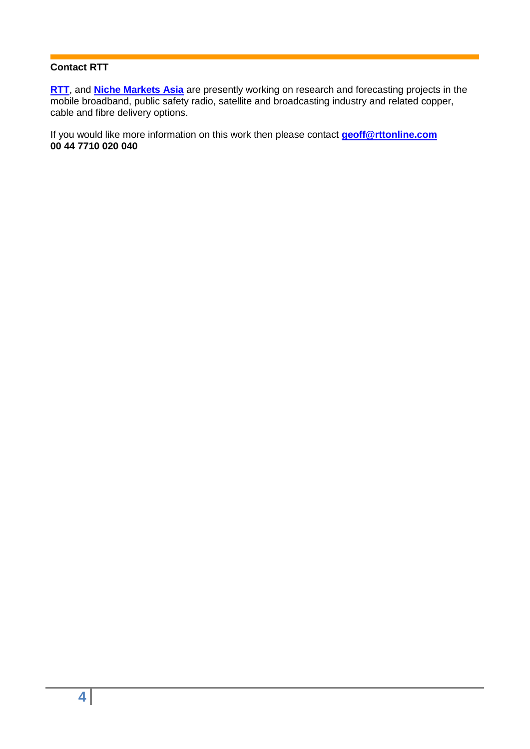**Contact RTT**

**RTT**, and **Niche Markets Asia** are presently working on research and forecasting projects in the mobile broadband, public safety radio, satellite and broadcasting industry and related copper, cable and fibre delivery options.

If you would like more information on this work then please contact **geoff@rttonline.com**
**00 44 7710 020 040**